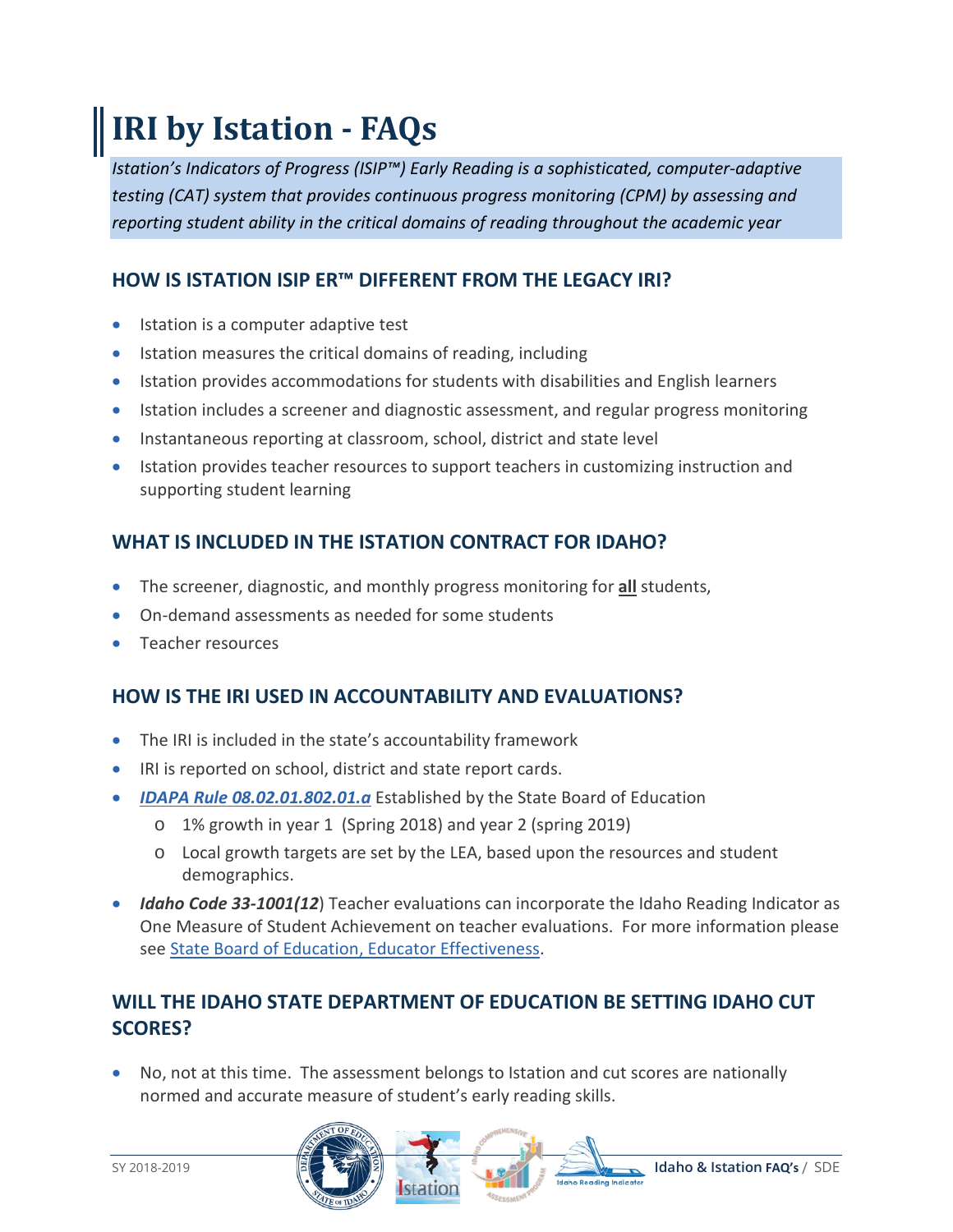# IRI by Istation - FAQs

*Istation's Indicators of Progress (ISIP™) Early Reading is a sophisticated, computer-adaptive testing (CAT) system that provides continuous progress monitoring (CPM) by assessing and reporting student ability in the critical domains of reading throughout the academic year*

## HOW IS ISTATION ISIP ER™ DIFFERENT FROM THE LEGACY IRI?

- Istation is a computer adaptive test
- Istation measures the critical domains of reading, including
- Istation provides accommodations for students with disabilities and English learners
- Istation includes a screener and diagnostic assessment, and regular progress monitoring
- Instantaneous reporting at classroom, school, district and state level
- Istation provides teacher resources to support teachers in customizing instruction and supporting student learning

## WHAT IS INCLUDED IN THE ISTATION CONTRACT FOR IDAHO?

- The screener, diagnostic, and monthly progress monitoring for **all** students,
- On-demand assessments as needed for some students
- Teacher resources

## HOW IS THE IRI USED IN ACCOUNTABILITY AND EVALUATIONS?

- The IRI is included in the state's accountability framework
- IRI is reported on school, district and state report cards.
- ***IDAPA Rule 08.02.01.802.01.a*** Established by the State Board of Education
  - 1% growth in year 1 (Spring 2018) and year 2 (spring 2019)
  - Local growth targets are set by the LEA, based upon the resources and student demographics.
- ***Idaho Code 33-1001(12***) Teacher evaluations can incorporate the Idaho Reading Indicator as One Measure of Student Achievement on teacher evaluations. For more information please see State Board of Education, Educator Effectiveness.

## WILL THE IDAHO STATE DEPARTMENT OF EDUCATION BE SETTING IDAHO CUT SCORES?

- No, not at this time. The assessment belongs to Istation and cut scores are nationally normed and accurate measure of student's early reading skills.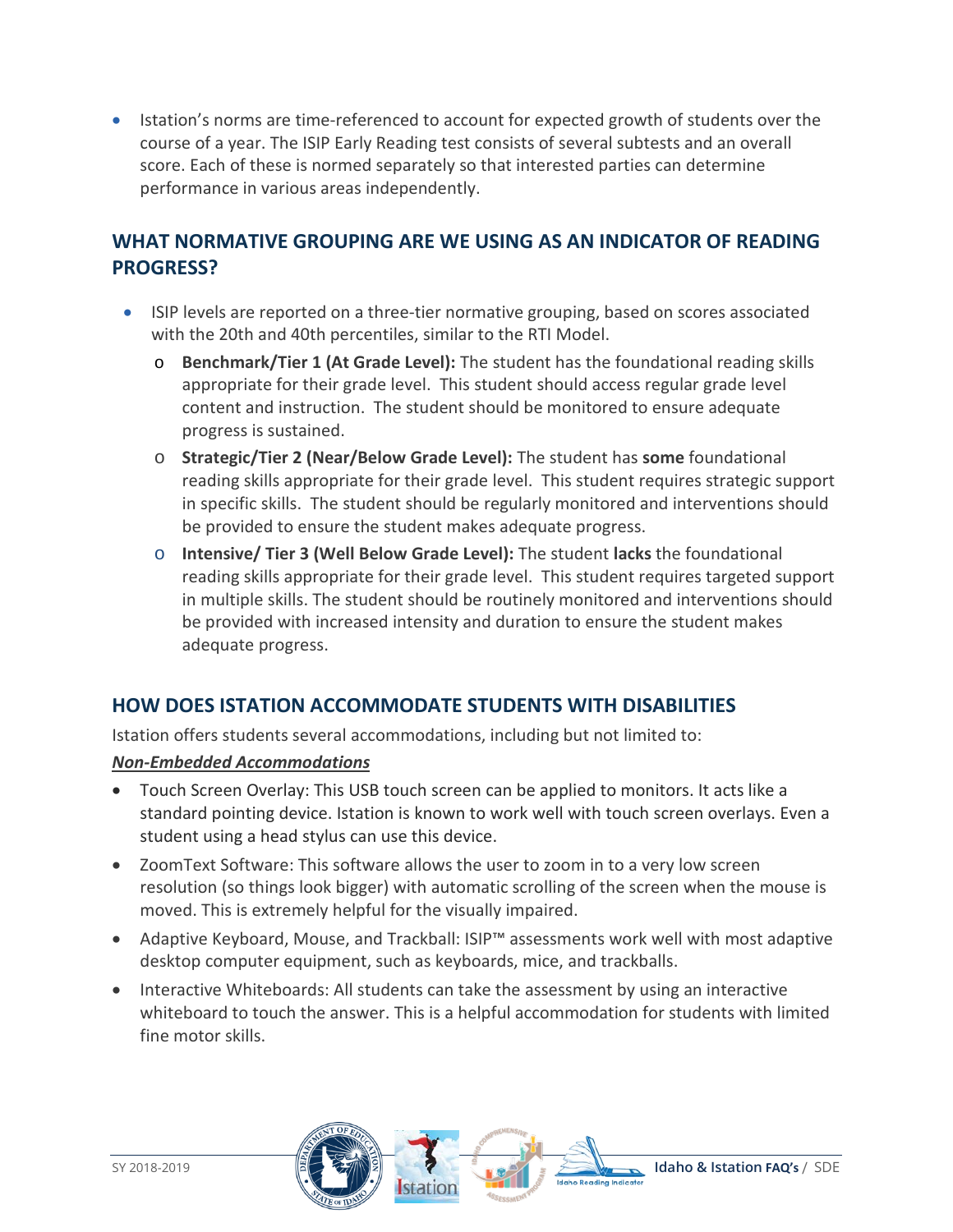- Istation's norms are time-referenced to account for expected growth of students over the course of a year. The ISIP Early Reading test consists of several subtests and an overall score. Each of these is normed separately so that interested parties can determine performance in various areas independently.

## WHAT NORMATIVE GROUPING ARE WE USING AS AN INDICATOR OF READING PROGRESS?

- ISIP levels are reported on a three-tier normative grouping, based on scores associated with the 20th and 40th percentiles, similar to the RTI Model.
  - **Benchmark/Tier 1 (At Grade Level):** The student has the foundational reading skills appropriate for their grade level. This student should access regular grade level content and instruction. The student should be monitored to ensure adequate progress is sustained.
  - **Strategic/Tier 2 (Near/Below Grade Level):** The student has **some** foundational reading skills appropriate for their grade level. This student requires strategic support in specific skills. The student should be regularly monitored and interventions should be provided to ensure the student makes adequate progress.
  - **Intensive/ Tier 3 (Well Below Grade Level):** The student **lacks** the foundational reading skills appropriate for their grade level. This student requires targeted support in multiple skills. The student should be routinely monitored and interventions should be provided with increased intensity and duration to ensure the student makes adequate progress.

## HOW DOES ISTATION ACCOMMODATE STUDENTS WITH DISABILITIES

Istation offers students several accommodations, including but not limited to:

***Non-Embedded Accommodations***

- Touch Screen Overlay: This USB touch screen can be applied to monitors. It acts like a standard pointing device. Istation is known to work well with touch screen overlays. Even a student using a head stylus can use this device.
- ZoomText Software: This software allows the user to zoom in to a very low screen resolution (so things look bigger) with automatic scrolling of the screen when the mouse is moved. This is extremely helpful for the visually impaired.
- Adaptive Keyboard, Mouse, and Trackball: ISIP™ assessments work well with most adaptive desktop computer equipment, such as keyboards, mice, and trackballs.
- Interactive Whiteboards: All students can take the assessment by using an interactive whiteboard to touch the answer. This is a helpful accommodation for students with limited fine motor skills.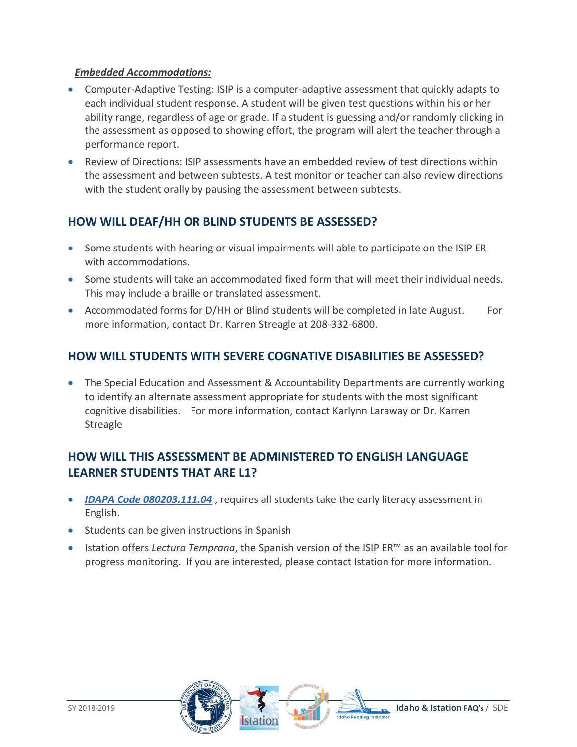***Embedded Accommodations:***

- Computer-Adaptive Testing: ISIP is a computer-adaptive assessment that quickly adapts to each individual student response. A student will be given test questions within his or her ability range, regardless of age or grade. If a student is guessing and/or randomly clicking in the assessment as opposed to showing effort, the program will alert the teacher through a performance report.
- Review of Directions: ISIP assessments have an embedded review of test directions within the assessment and between subtests. A test monitor or teacher can also review directions with the student orally by pausing the assessment between subtests.

## HOW WILL DEAF/HH OR BLIND STUDENTS BE ASSESSED?

- Some students with hearing or visual impairments will able to participate on the ISIP ER with accommodations.
- Some students will take an accommodated fixed form that will meet their individual needs. This may include a braille or translated assessment.
- Accommodated forms for D/HH or Blind students will be completed in late August. For more information, contact Dr. Karren Streagle at 208-332-6800.

## HOW WILL STUDENTS WITH SEVERE COGNATIVE DISABILITIES BE ASSESSED?

- The Special Education and Assessment & Accountability Departments are currently working to identify an alternate assessment appropriate for students with the most significant cognitive disabilities. For more information, contact Karlynn Laraway or Dr. Karren Streagle

## HOW WILL THIS ASSESSMENT BE ADMINISTERED TO ENGLISH LANGUAGE LEARNER STUDENTS THAT ARE L1?

- ***IDAPA Code 080203.111.04*** , requires all students take the early literacy assessment in English.
- Students can be given instructions in Spanish
- Istation offers *Lectura Temprana*, the Spanish version of the ISIP ER™ as an available tool for progress monitoring. If you are interested, please contact Istation for more information.